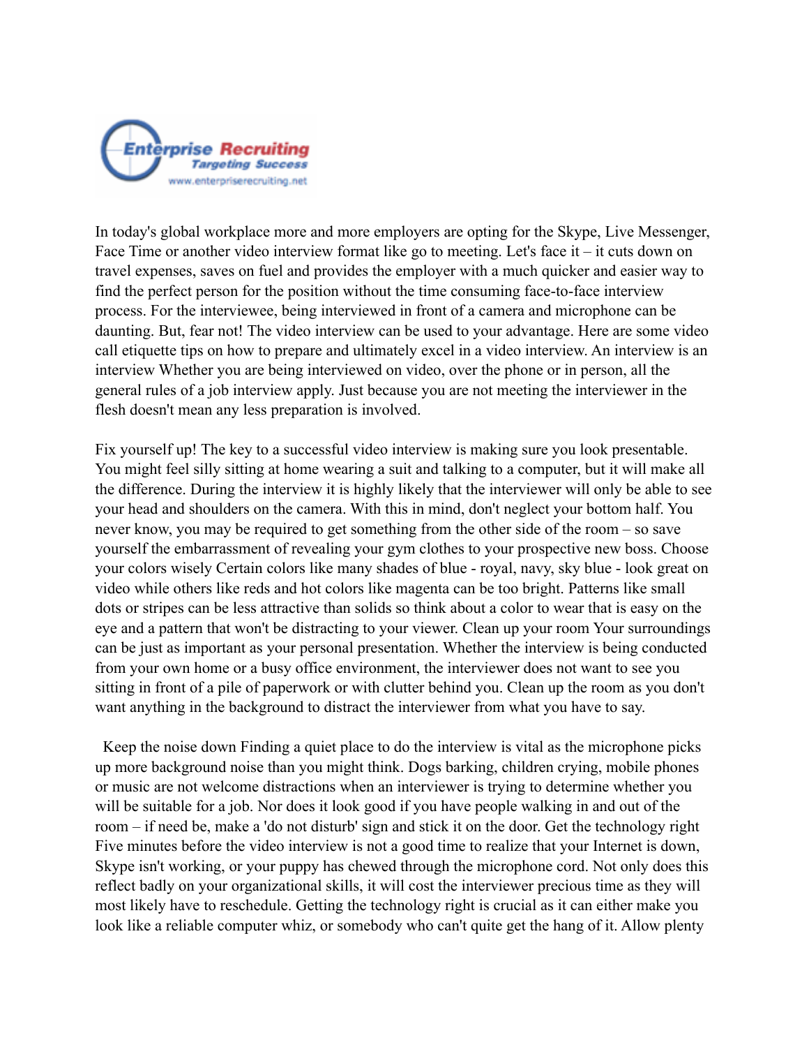Enterprise Recruiting
Targeting Success
www.enterpriserecruiting.net

In today's global workplace more and more employers are opting for the Skype, Live Messenger, Face Time or another video interview format like go to meeting. Let's face it – it cuts down on travel expenses, saves on fuel and provides the employer with a much quicker and easier way to find the perfect person for the position without the time consuming face-to-face interview process. For the interviewee, being interviewed in front of a camera and microphone can be daunting. But, fear not! The video interview can be used to your advantage. Here are some video call etiquette tips on how to prepare and ultimately excel in a video interview. An interview is an interview Whether you are being interviewed on video, over the phone or in person, all the general rules of a job interview apply. Just because you are not meeting the interviewer in the flesh doesn't mean any less preparation is involved.

Fix yourself up! The key to a successful video interview is making sure you look presentable. You might feel silly sitting at home wearing a suit and talking to a computer, but it will make all the difference. During the interview it is highly likely that the interviewer will only be able to see your head and shoulders on the camera. With this in mind, don't neglect your bottom half. You never know, you may be required to get something from the other side of the room – so save yourself the embarrassment of revealing your gym clothes to your prospective new boss. Choose your colors wisely Certain colors like many shades of blue - royal, navy, sky blue - look great on video while others like reds and hot colors like magenta can be too bright. Patterns like small dots or stripes can be less attractive than solids so think about a color to wear that is easy on the eye and a pattern that won't be distracting to your viewer. Clean up your room Your surroundings can be just as important as your personal presentation. Whether the interview is being conducted from your own home or a busy office environment, the interviewer does not want to see you sitting in front of a pile of paperwork or with clutter behind you. Clean up the room as you don't want anything in the background to distract the interviewer from what you have to say.

Keep the noise down Finding a quiet place to do the interview is vital as the microphone picks up more background noise than you might think. Dogs barking, children crying, mobile phones or music are not welcome distractions when an interviewer is trying to determine whether you will be suitable for a job. Nor does it look good if you have people walking in and out of the room – if need be, make a 'do not disturb' sign and stick it on the door. Get the technology right Five minutes before the video interview is not a good time to realize that your Internet is down, Skype isn't working, or your puppy has chewed through the microphone cord. Not only does this reflect badly on your organizational skills, it will cost the interviewer precious time as they will most likely have to reschedule. Getting the technology right is crucial as it can either make you look like a reliable computer whiz, or somebody who can't quite get the hang of it. Allow plenty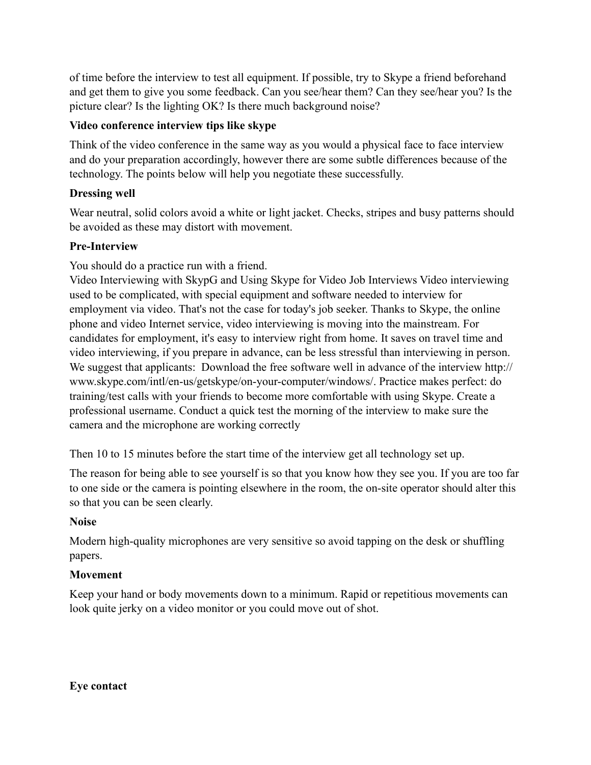of time before the interview to test all equipment. If possible, try to Skype a friend beforehand and get them to give you some feedback. Can you see/hear them? Can they see/hear you? Is the picture clear? Is the lighting OK? Is there much background noise?

**Video conference interview tips like skype**

Think of the video conference in the same way as you would a physical face to face interview and do your preparation accordingly, however there are some subtle differences because of the technology. The points below will help you negotiate these successfully.

**Dressing well**

Wear neutral, solid colors avoid a white or light jacket. Checks, stripes and busy patterns should be avoided as these may distort with movement.

**Pre-Interview**

You should do a practice run with a friend.
Video Interviewing with SkypG and Using Skype for Video Job Interviews Video interviewing used to be complicated, with special equipment and software needed to interview for employment via video. That's not the case for today's job seeker. Thanks to Skype, the online phone and video Internet service, video interviewing is moving into the mainstream. For candidates for employment, it's easy to interview right from home. It saves on travel time and video interviewing, if you prepare in advance, can be less stressful than interviewing in person. We suggest that applicants:  Download the free software well in advance of the interview http://www.skype.com/intl/en-us/getskype/on-your-computer/windows/. Practice makes perfect: do training/test calls with your friends to become more comfortable with using Skype. Create a professional username. Conduct a quick test the morning of the interview to make sure the camera and the microphone are working correctly

Then 10 to 15 minutes before the start time of the interview get all technology set up.

The reason for being able to see yourself is so that you know how they see you. If you are too far to one side or the camera is pointing elsewhere in the room, the on-site operator should alter this so that you can be seen clearly.

**Noise**

Modern high-quality microphones are very sensitive so avoid tapping on the desk or shuffling papers.

**Movement**

Keep your hand or body movements down to a minimum. Rapid or repetitious movements can look quite jerky on a video monitor or you could move out of shot.

**Eye contact**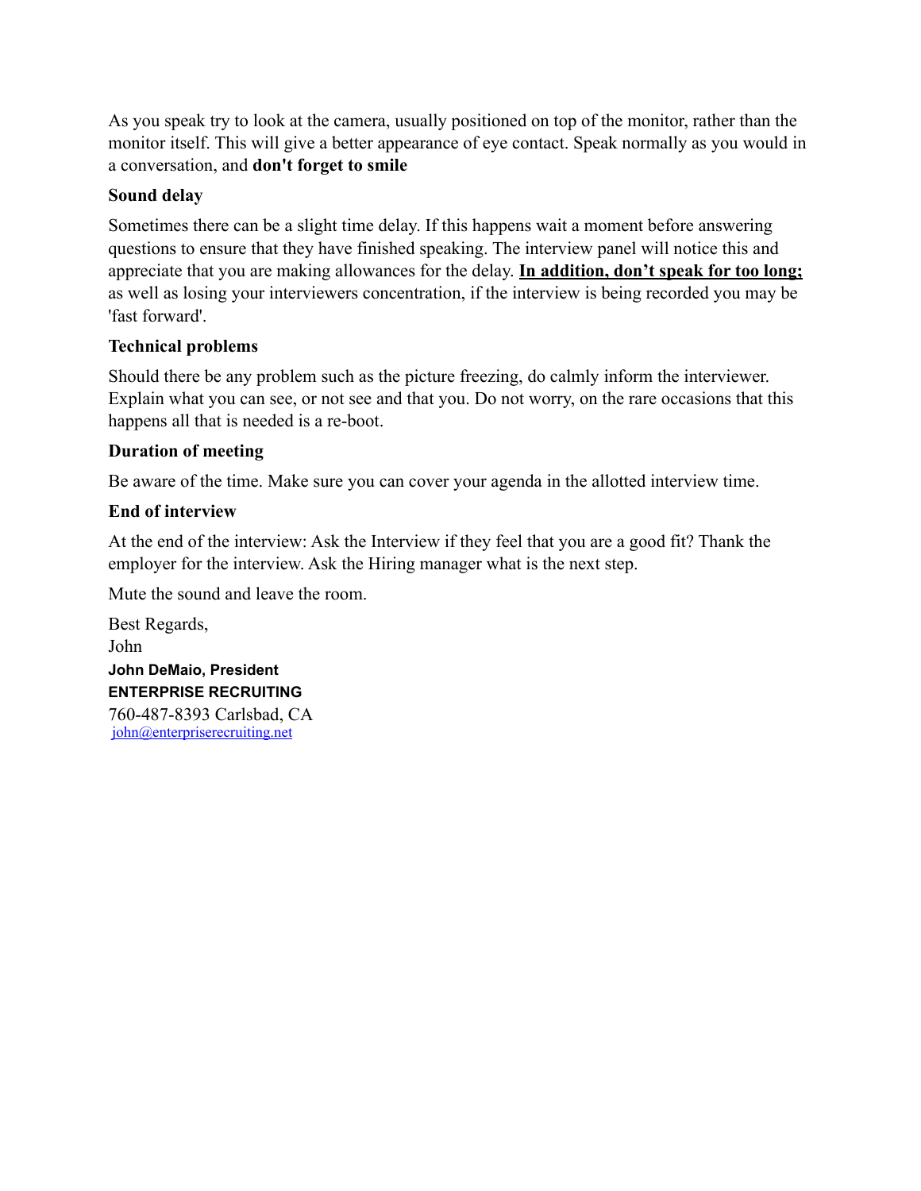As you speak try to look at the camera, usually positioned on top of the monitor, rather than the monitor itself. This will give a better appearance of eye contact. Speak normally as you would in a conversation, and **don't forget to smile**

**Sound delay**

Sometimes there can be a slight time delay. If this happens wait a moment before answering questions to ensure that they have finished speaking. The interview panel will notice this and appreciate that you are making allowances for the delay. **<u>In addition, don't speak for too long;</u>** as well as losing your interviewers concentration, if the interview is being recorded you may be 'fast forward'.

**Technical problems**

Should there be any problem such as the picture freezing, do calmly inform the interviewer. Explain what you can see, or not see and that you. Do not worry, on the rare occasions that this happens all that is needed is a re-boot.

**Duration of meeting**

Be aware of the time. Make sure you can cover your agenda in the allotted interview time.

**End of interview**

At the end of the interview: Ask the Interview if they feel that you are a good fit? Thank the employer for the interview. Ask the Hiring manager what is the next step.

Mute the sound and leave the room.

Best Regards,
John
**John DeMaio, President**
**ENTERPRISE RECRUITING**
760-487-8393 Carlsbad, CA
john@enterpriserecruiting.net